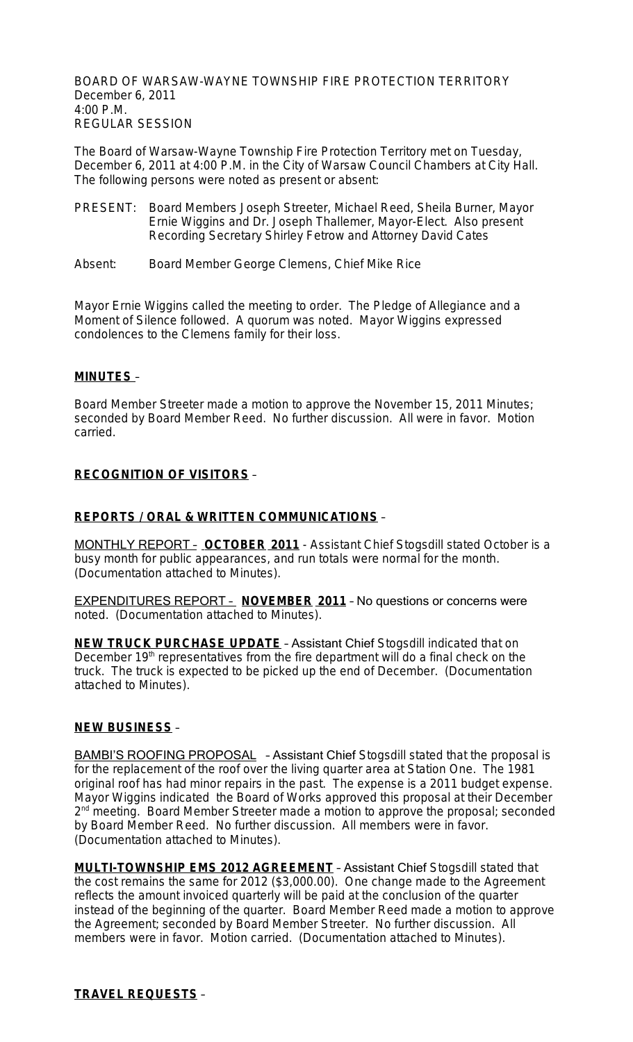BOARD OF WARSAW-WAYNE TOWNSHIP FIRE PROTECTION TERRITORY
December 6, 2011
4:00 P.M.
REGULAR SESSION

The Board of Warsaw-Wayne Township Fire Protection Territory met on Tuesday, December 6, 2011 at 4:00 P.M. in the City of Warsaw Council Chambers at City Hall. The following persons were noted as present or absent:

PRESENT: Board Members Joseph Streeter, Michael Reed, Sheila Burner, Mayor Ernie Wiggins and Dr. Joseph Thallemer, Mayor-Elect. Also present Recording Secretary Shirley Fetrow and Attorney David Cates

Absent: Board Member George Clemens, Chief Mike Rice

Mayor Ernie Wiggins called the meeting to order. The Pledge of Allegiance and a Moment of Silence followed. A quorum was noted. Mayor Wiggins expressed condolences to the Clemens family for their loss.

**MINUTES** –

Board Member Streeter made a motion to approve the November 15, 2011 Minutes; seconded by Board Member Reed. No further discussion. All were in favor. Motion carried.

**RECOGNITION OF VISITORS** –

**REPORTS / ORAL & WRITTEN COMMUNICATIONS** –

MONTHLY REPORT – **OCTOBER 2011** - Assistant Chief Stogsdill stated October is a busy month for public appearances, and run totals were normal for the month. (Documentation attached to Minutes).

EXPENDITURES REPORT – **NOVEMBER 2011** – No questions or concerns were noted. (Documentation attached to Minutes).

**NEW TRUCK PURCHASE UPDATE** – Assistant Chief Stogsdill indicated that on December 19th representatives from the fire department will do a final check on the truck. The truck is expected to be picked up the end of December. (Documentation attached to Minutes).

**NEW BUSINESS** –

BAMBI'S ROOFING PROPOSAL – Assistant Chief Stogsdill stated that the proposal is for the replacement of the roof over the living quarter area at Station One. The 1981 original roof has had minor repairs in the past. The expense is a 2011 budget expense. Mayor Wiggins indicated the Board of Works approved this proposal at their December 2nd meeting. Board Member Streeter made a motion to approve the proposal; seconded by Board Member Reed. No further discussion. All members were in favor. (Documentation attached to Minutes).

**MULTI-TOWNSHIP EMS 2012 AGREEMENT** – Assistant Chief Stogsdill stated that the cost remains the same for 2012 ($3,000.00). One change made to the Agreement reflects the amount invoiced quarterly will be paid at the conclusion of the quarter instead of the beginning of the quarter. Board Member Reed made a motion to approve the Agreement; seconded by Board Member Streeter. No further discussion. All members were in favor. Motion carried. (Documentation attached to Minutes).

**TRAVEL REQUESTS** –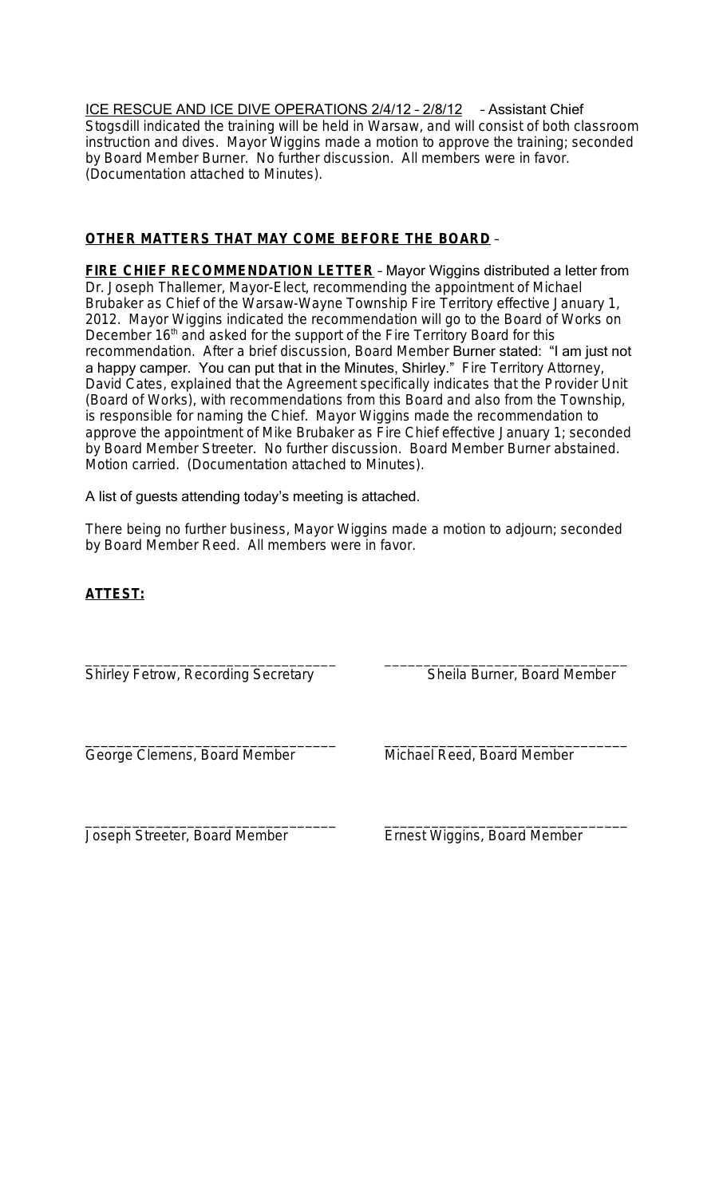ICE RESCUE AND ICE DIVE OPERATIONS 2/4/12 – 2/8/12 – Assistant Chief Stogsdill indicated the training will be held in Warsaw, and will consist of both classroom instruction and dives. Mayor Wiggins made a motion to approve the training; seconded by Board Member Burner. No further discussion. All members were in favor. (Documentation attached to Minutes).

**OTHER MATTERS THAT MAY COME BEFORE THE BOARD** –

**FIRE CHIEF RECOMMENDATION LETTER** – Mayor Wiggins distributed a letter from Dr. Joseph Thallemer, Mayor-Elect, recommending the appointment of Michael Brubaker as Chief of the Warsaw-Wayne Township Fire Territory effective January 1, 2012. Mayor Wiggins indicated the recommendation will go to the Board of Works on December 16th and asked for the support of the Fire Territory Board for this recommendation. After a brief discussion, Board Member Burner stated: "I am just not a happy camper. You can put that in the Minutes, Shirley." Fire Territory Attorney, David Cates, explained that the Agreement specifically indicates that the Provider Unit (Board of Works), with recommendations from this Board and also from the Township, is responsible for naming the Chief. Mayor Wiggins made the recommendation to approve the appointment of Mike Brubaker as Fire Chief effective January 1; seconded by Board Member Streeter. No further discussion. Board Member Burner abstained. Motion carried. (Documentation attached to Minutes).

A list of guests attending today's meeting is attached.

There being no further business, Mayor Wiggins made a motion to adjourn; seconded by Board Member Reed. All members were in favor.

**ATTEST:**

_______________________________
Shirley Fetrow, Recording Secretary

_______________________________
Sheila Burner, Board Member

_______________________________
George Clemens, Board Member

_______________________________
Michael Reed, Board Member

_______________________________
Joseph Streeter, Board Member

_______________________________
Ernest Wiggins, Board Member